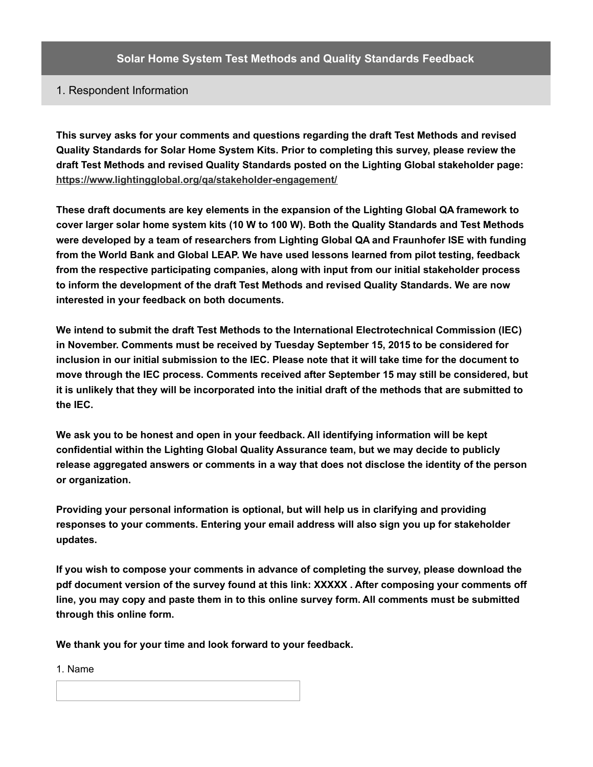# Solar Home System Test Methods and Quality Standards Feedback

## 1. Respondent Information

**This survey asks for your comments and questions regarding the draft Test Methods and revised Quality Standards for Solar Home System Kits. Prior to completing this survey, please review the draft Test Methods and revised Quality Standards posted on the Lighting Global stakeholder page: https://www.lightingglobal.org/qa/stakeholder-engagement/**

**These draft documents are key elements in the expansion of the Lighting Global QA framework to cover larger solar home system kits (10 W to 100 W). Both the Quality Standards and Test Methods were developed by a team of researchers from Lighting Global QA and Fraunhofer ISE with funding from the World Bank and Global LEAP. We have used lessons learned from pilot testing, feedback from the respective participating companies, along with input from our initial stakeholder process to inform the development of the draft Test Methods and revised Quality Standards. We are now interested in your feedback on both documents.**

**We intend to submit the draft Test Methods to the International Electrotechnical Commission (IEC) in November. Comments must be received by Tuesday September 15, 2015 to be considered for inclusion in our initial submission to the IEC. Please note that it will take time for the document to move through the IEC process. Comments received after September 15 may still be considered, but it is unlikely that they will be incorporated into the initial draft of the methods that are submitted to the IEC.**

**We ask you to be honest and open in your feedback. All identifying information will be kept confidential within the Lighting Global Quality Assurance team, but we may decide to publicly release aggregated answers or comments in a way that does not disclose the identity of the person or organization.**

**Providing your personal information is optional, but will help us in clarifying and providing responses to your comments. Entering your email address will also sign you up for stakeholder updates.**

**If you wish to compose your comments in advance of completing the survey, please download the pdf document version of the survey found at this link: XXXXX . After composing your comments off line, you may copy and paste them in to this online survey form. All comments must be submitted through this online form.**

**We thank you for your time and look forward to your feedback.**

1. Name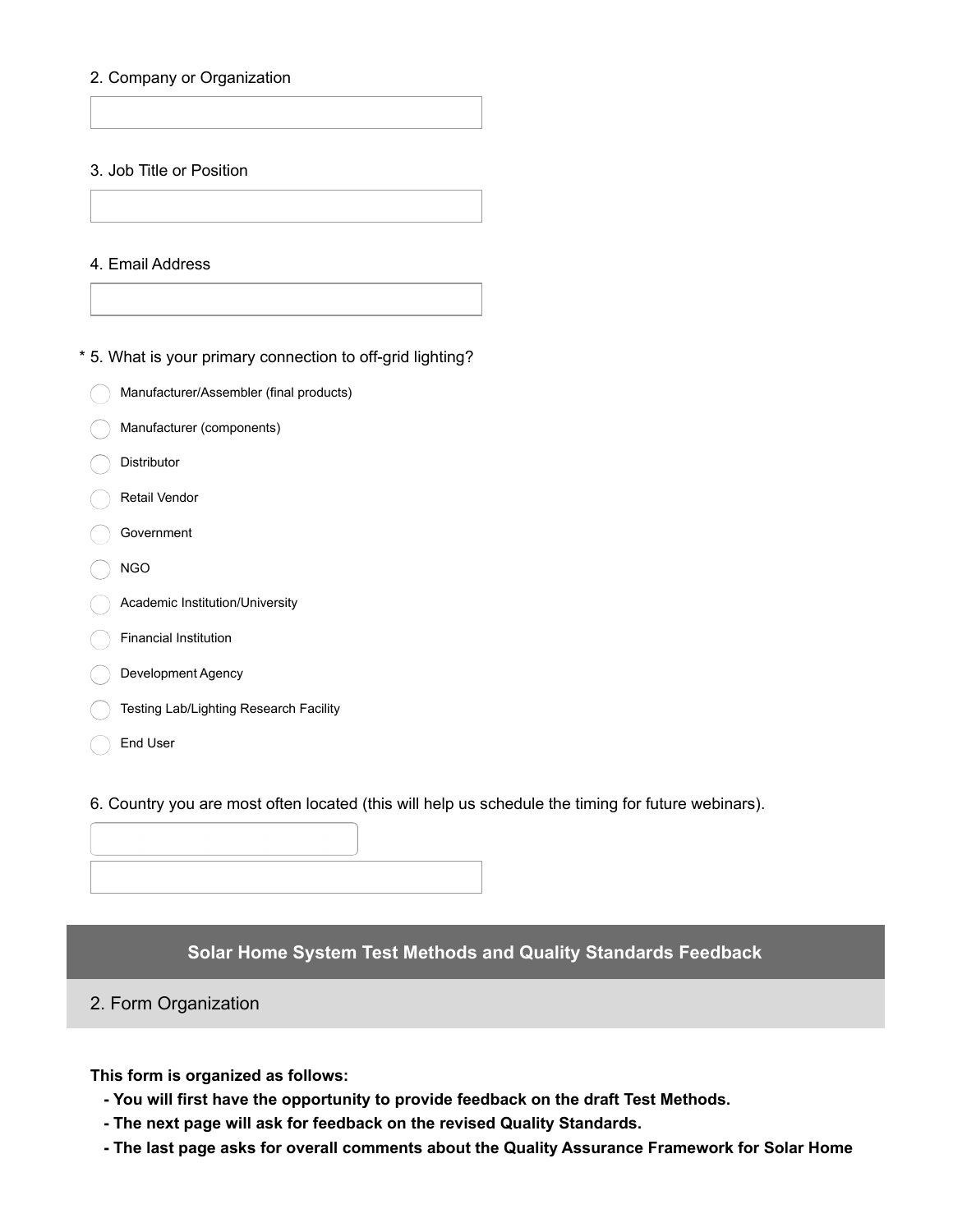2. Company or Organization

3. Job Title or Position

4. Email Address

* 5. What is your primary connection to off-grid lighting?

- Manufacturer/Assembler (final products)
- Manufacturer (components)
- Distributor
- Retail Vendor
- Government
- NGO
- Academic Institution/University
- Financial Institution
- Development Agency
- Testing Lab/Lighting Research Facility
- End User

6. Country you are most often located (this will help us schedule the timing for future webinars).

## Solar Home System Test Methods and Quality Standards Feedback

### 2. Form Organization

**This form is organized as follows:**

**- You will first have the opportunity to provide feedback on the draft Test Methods.**

**- The next page will ask for feedback on the revised Quality Standards.**

**- The last page asks for overall comments about the Quality Assurance Framework for Solar Home**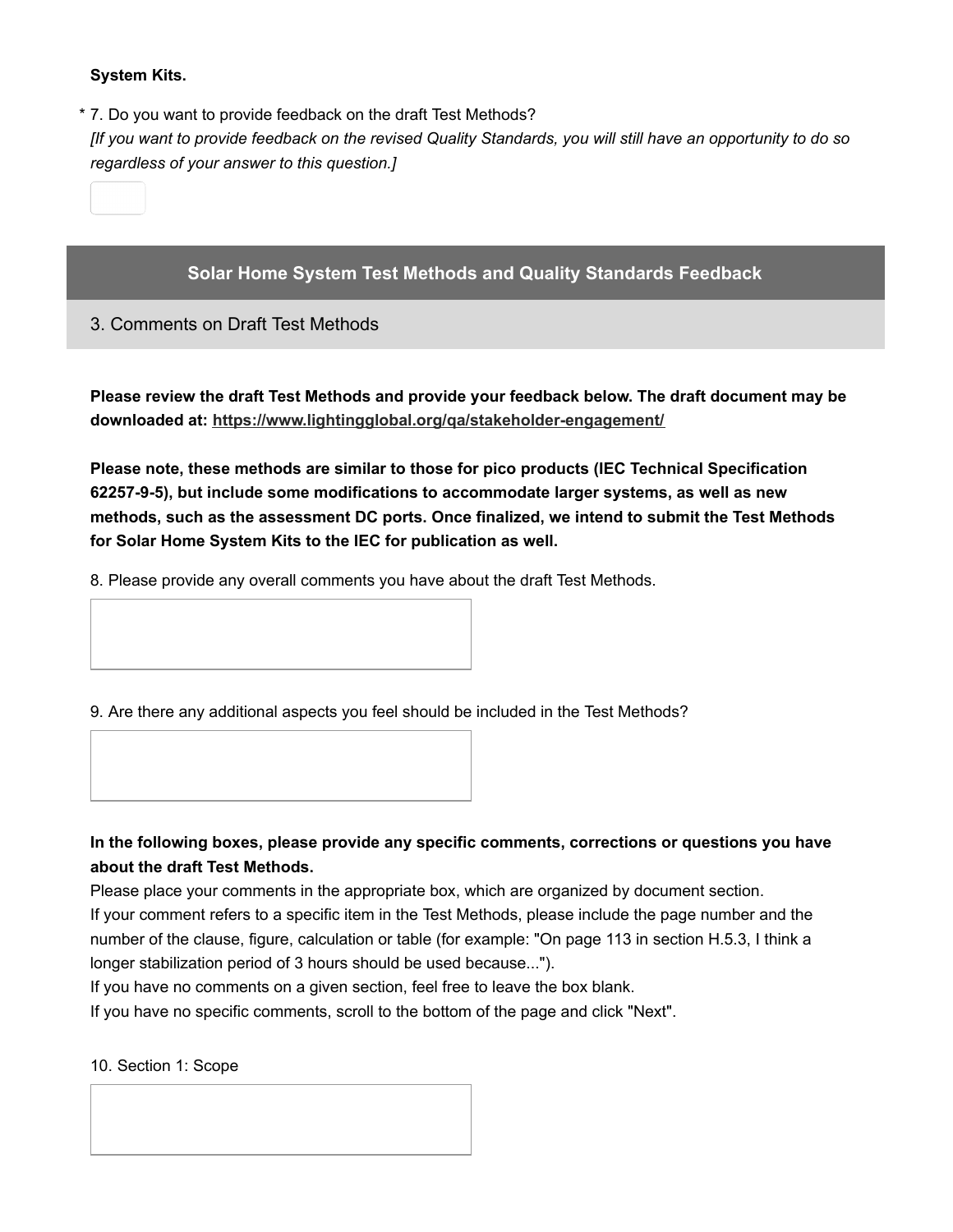**System Kits.**

\* 7. Do you want to provide feedback on the draft Test Methods?
*[If you want to provide feedback on the revised Quality Standards, you will still have an opportunity to do so regardless of your answer to this question.]*

## Solar Home System Test Methods and Quality Standards Feedback

### 3. Comments on Draft Test Methods

**Please review the draft Test Methods and provide your feedback below. The draft document may be downloaded at: https://www.lightingglobal.org/qa/stakeholder-engagement/**

**Please note, these methods are similar to those for pico products (IEC Technical Specification 62257-9-5), but include some modifications to accommodate larger systems, as well as new methods, such as the assessment DC ports. Once finalized, we intend to submit the Test Methods for Solar Home System Kits to the IEC for publication as well.**

8. Please provide any overall comments you have about the draft Test Methods.

9. Are there any additional aspects you feel should be included in the Test Methods?

**In the following boxes, please provide any specific comments, corrections or questions you have about the draft Test Methods.**

Please place your comments in the appropriate box, which are organized by document section.
If your comment refers to a specific item in the Test Methods, please include the page number and the number of the clause, figure, calculation or table (for example: "On page 113 in section H.5.3, I think a longer stabilization period of 3 hours should be used because...").
If you have no comments on a given section, feel free to leave the box blank.
If you have no specific comments, scroll to the bottom of the page and click "Next".

10. Section 1: Scope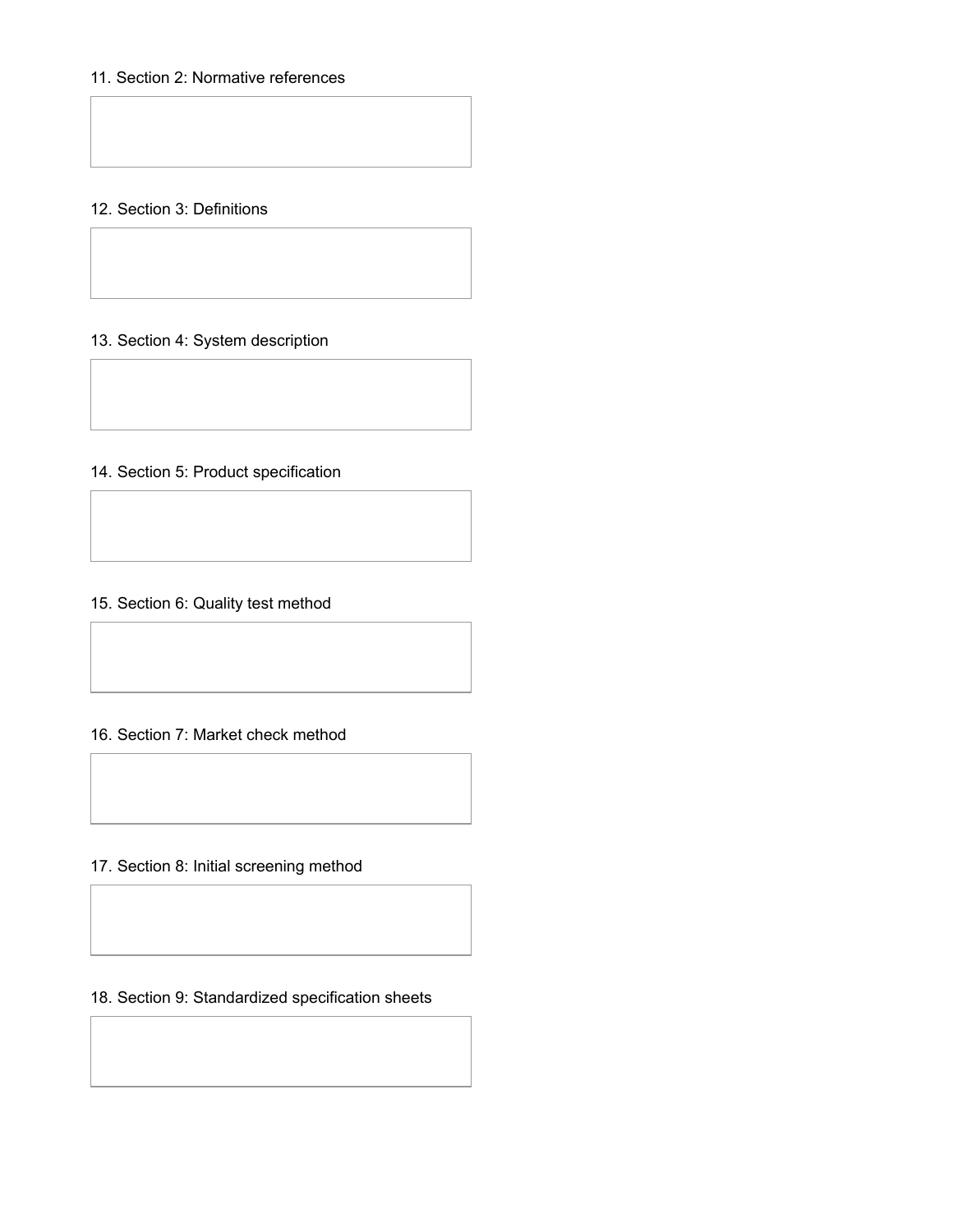11. Section 2: Normative references

12. Section 3: Definitions

13. Section 4: System description

14. Section 5: Product specification

15. Section 6: Quality test method

16. Section 7: Market check method

17. Section 8: Initial screening method

18. Section 9: Standardized specification sheets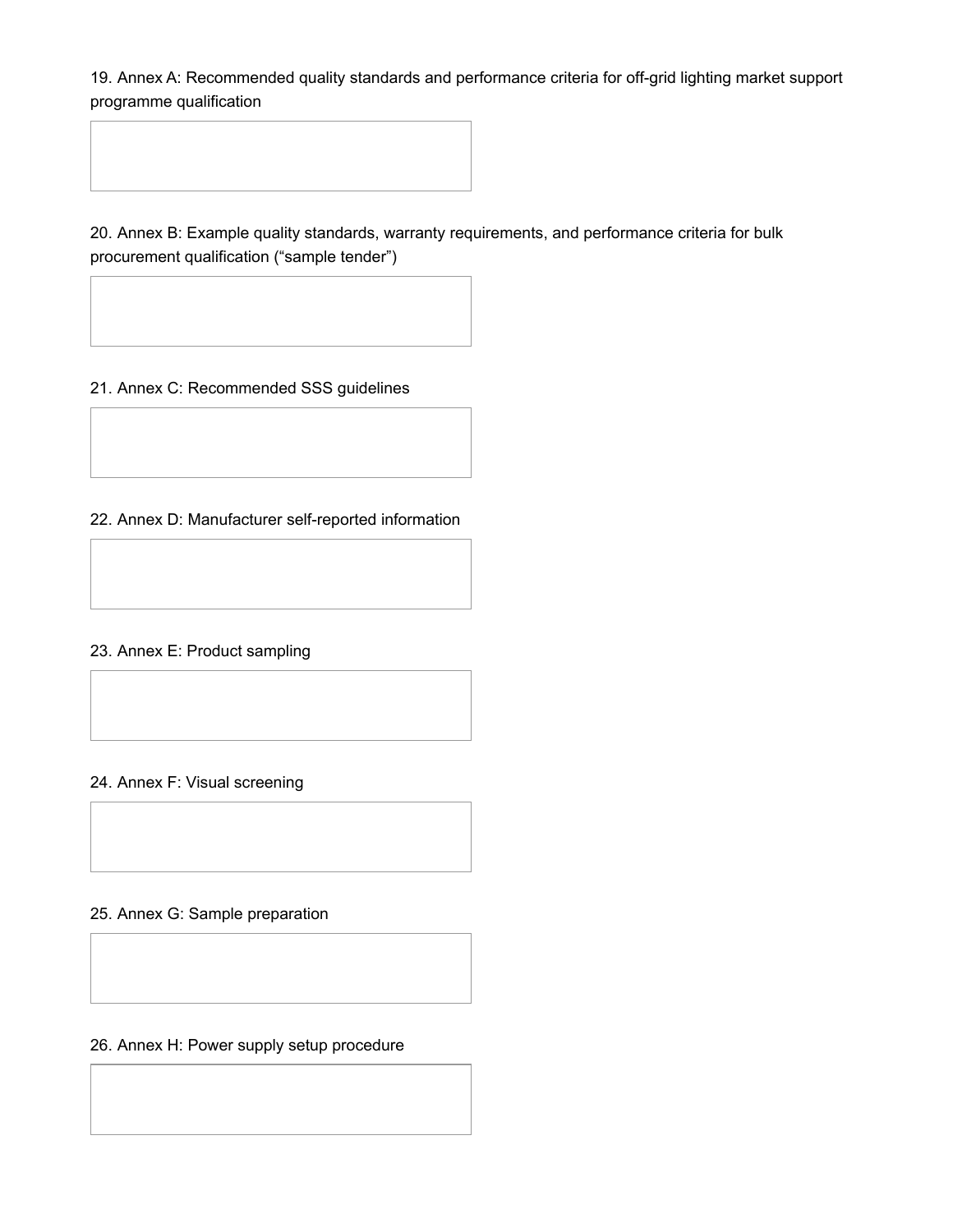19. Annex A: Recommended quality standards and performance criteria for off-grid lighting market support programme qualification

20. Annex B: Example quality standards, warranty requirements, and performance criteria for bulk procurement qualification (“sample tender”)

21. Annex C: Recommended SSS guidelines

22. Annex D: Manufacturer self-reported information

23. Annex E: Product sampling

24. Annex F: Visual screening

25. Annex G: Sample preparation

26. Annex H: Power supply setup procedure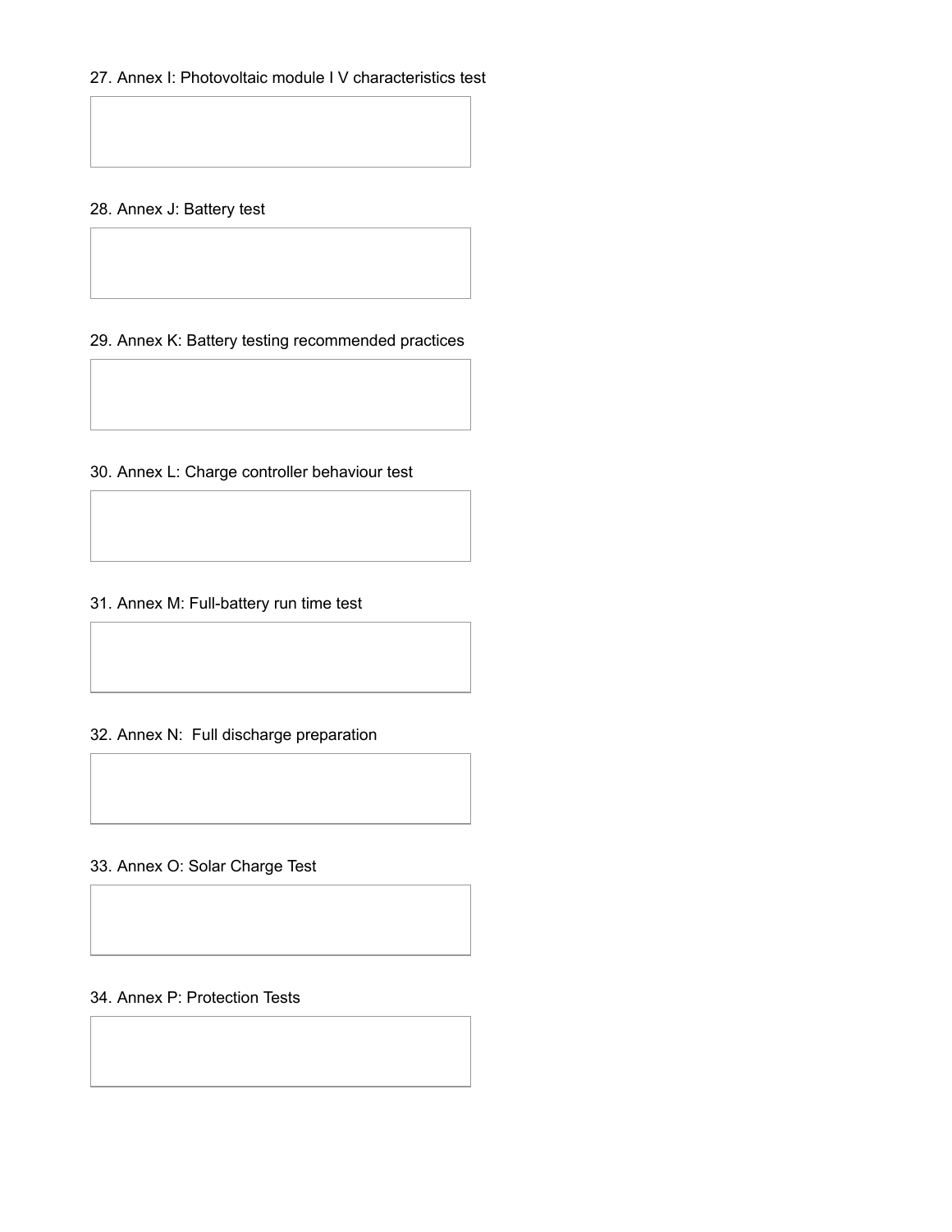27. Annex I: Photovoltaic module I V characteristics test

28. Annex J: Battery test

29. Annex K: Battery testing recommended practices

30. Annex L: Charge controller behaviour test

31. Annex M: Full-battery run time test

32. Annex N:  Full discharge preparation

33. Annex O: Solar Charge Test

34. Annex P: Protection Tests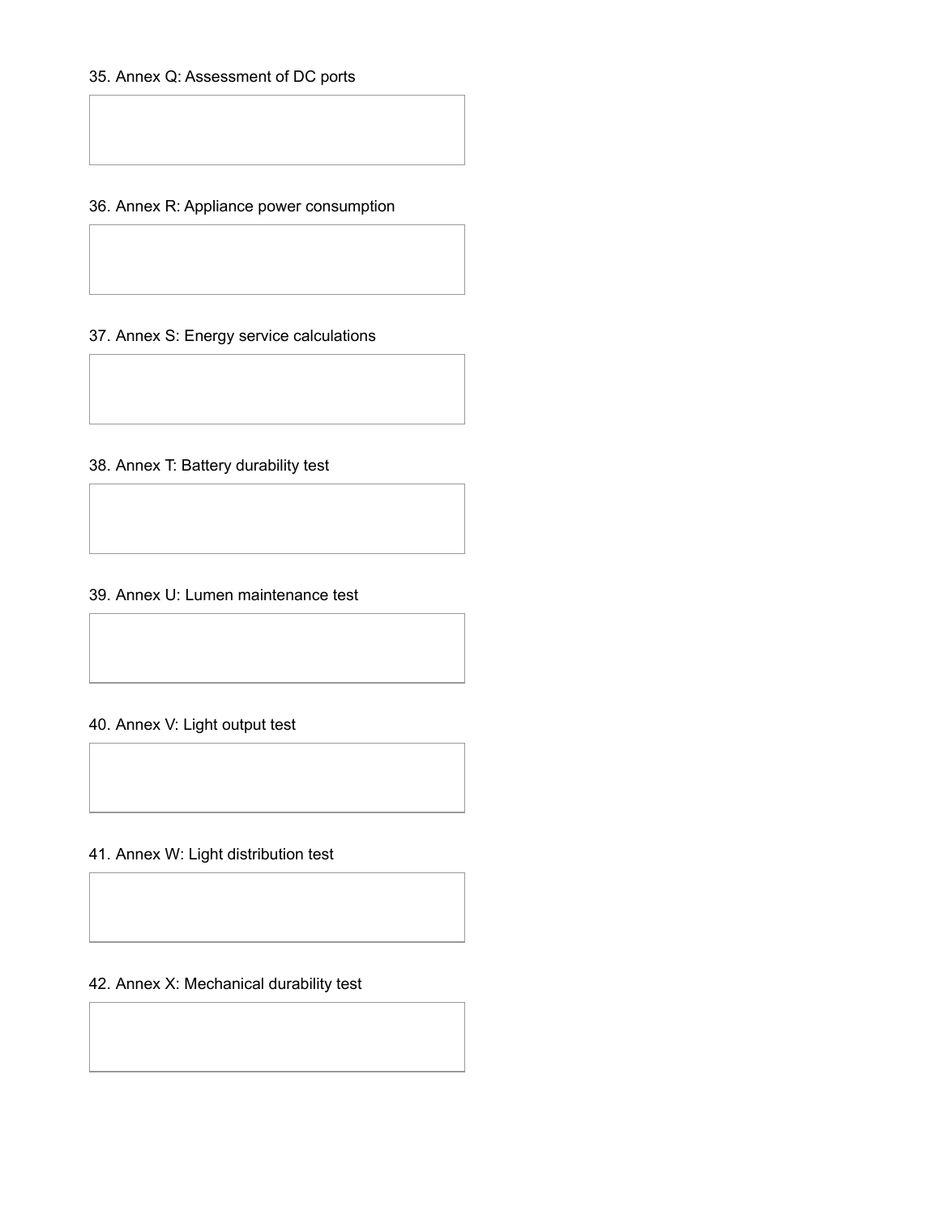35. Annex Q: Assessment of DC ports

36. Annex R: Appliance power consumption

37. Annex S: Energy service calculations

38. Annex T: Battery durability test

39. Annex U: Lumen maintenance test

40. Annex V: Light output test

41. Annex W: Light distribution test

42. Annex X: Mechanical durability test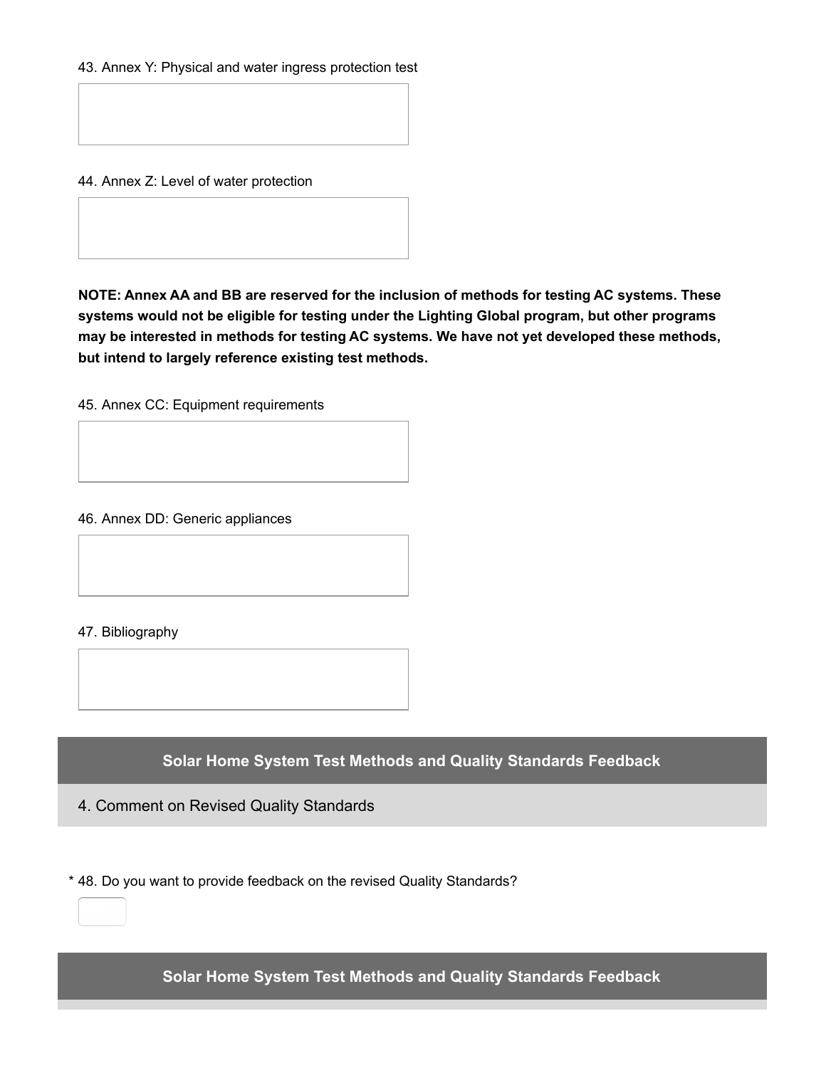43. Annex Y: Physical and water ingress protection test

44. Annex Z: Level of water protection

**NOTE: Annex AA and BB are reserved for the inclusion of methods for testing AC systems. These systems would not be eligible for testing under the Lighting Global program, but other programs may be interested in methods for testing AC systems. We have not yet developed these methods, but intend to largely reference existing test methods.**

45. Annex CC: Equipment requirements

46. Annex DD: Generic appliances

47. Bibliography

## Solar Home System Test Methods and Quality Standards Feedback

### 4. Comment on Revised Quality Standards

* 48. Do you want to provide feedback on the revised Quality Standards?

## Solar Home System Test Methods and Quality Standards Feedback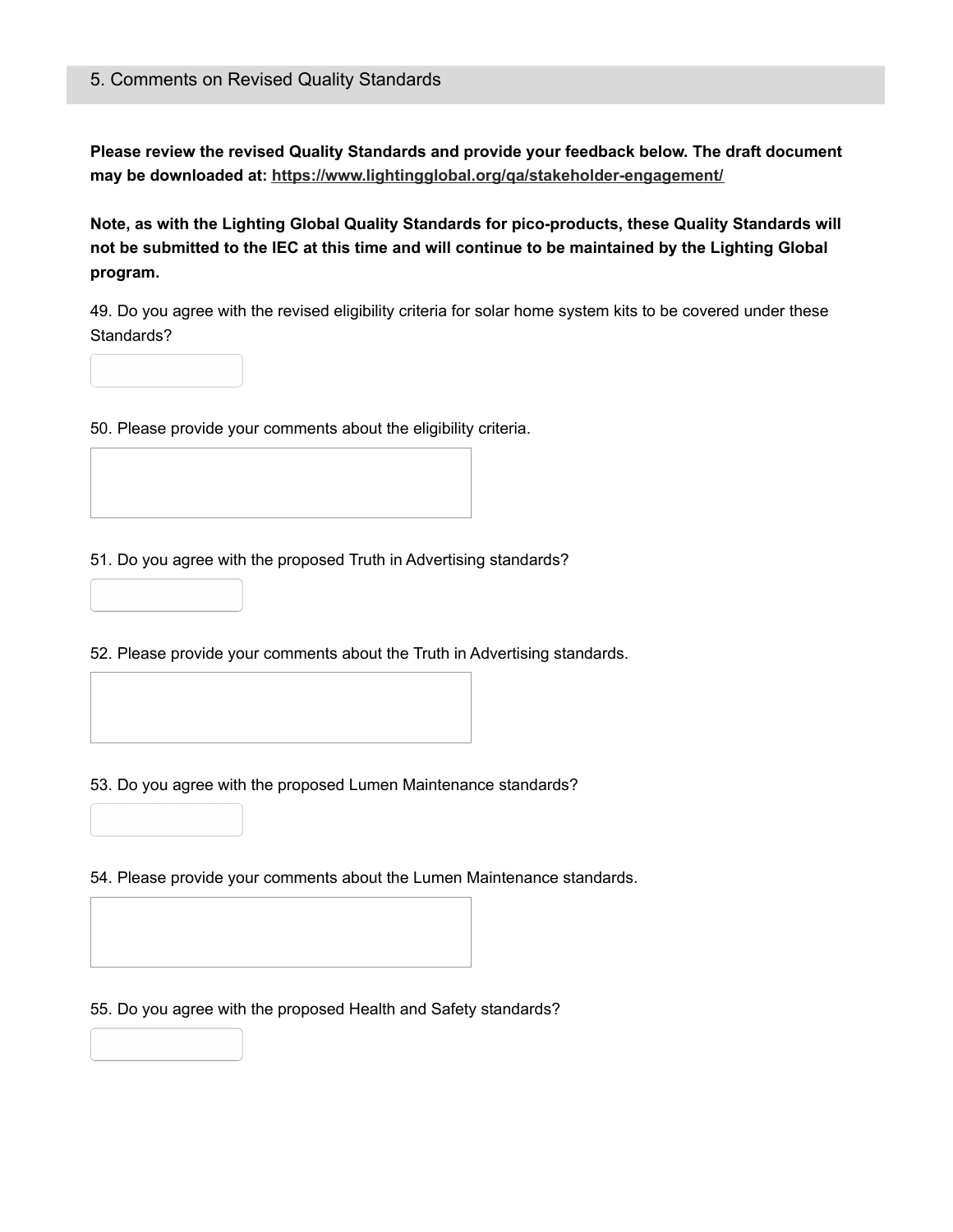## 5. Comments on Revised Quality Standards

**Please review the revised Quality Standards and provide your feedback below. The draft document may be downloaded at: https://www.lightingglobal.org/qa/stakeholder-engagement/**

**Note, as with the Lighting Global Quality Standards for pico-products, these Quality Standards will not be submitted to the IEC at this time and will continue to be maintained by the Lighting Global program.**

49. Do you agree with the revised eligibility criteria for solar home system kits to be covered under these Standards?

50. Please provide your comments about the eligibility criteria.

51. Do you agree with the proposed Truth in Advertising standards?

52. Please provide your comments about the Truth in Advertising standards.

53. Do you agree with the proposed Lumen Maintenance standards?

54. Please provide your comments about the Lumen Maintenance standards.

55. Do you agree with the proposed Health and Safety standards?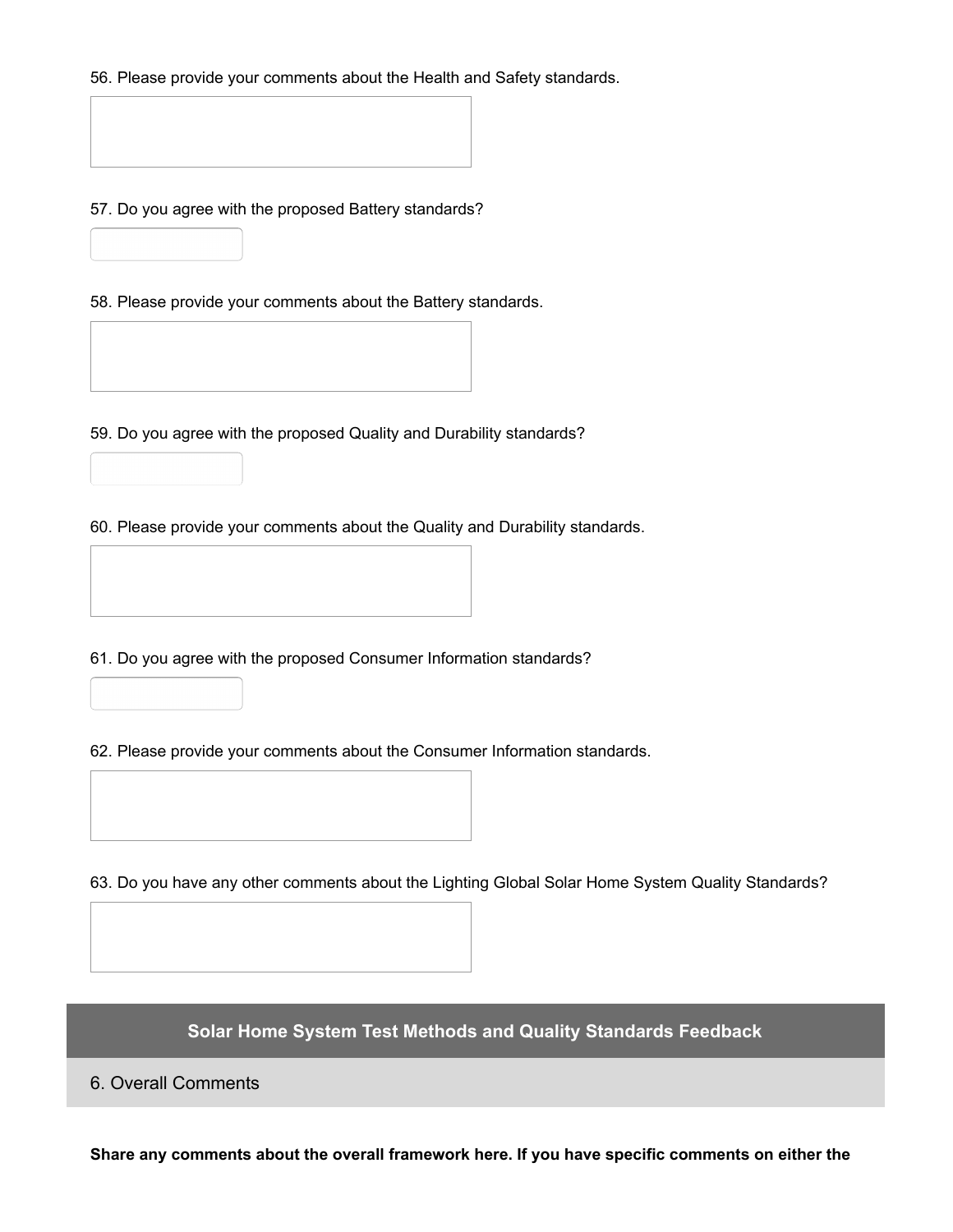56. Please provide your comments about the Health and Safety standards.

57. Do you agree with the proposed Battery standards?

58. Please provide your comments about the Battery standards.

59. Do you agree with the proposed Quality and Durability standards?

60. Please provide your comments about the Quality and Durability standards.

61. Do you agree with the proposed Consumer Information standards?

62. Please provide your comments about the Consumer Information standards.

63. Do you have any other comments about the Lighting Global Solar Home System Quality Standards?

## Solar Home System Test Methods and Quality Standards Feedback

### 6. Overall Comments

**Share any comments about the overall framework here. If you have specific comments on either the**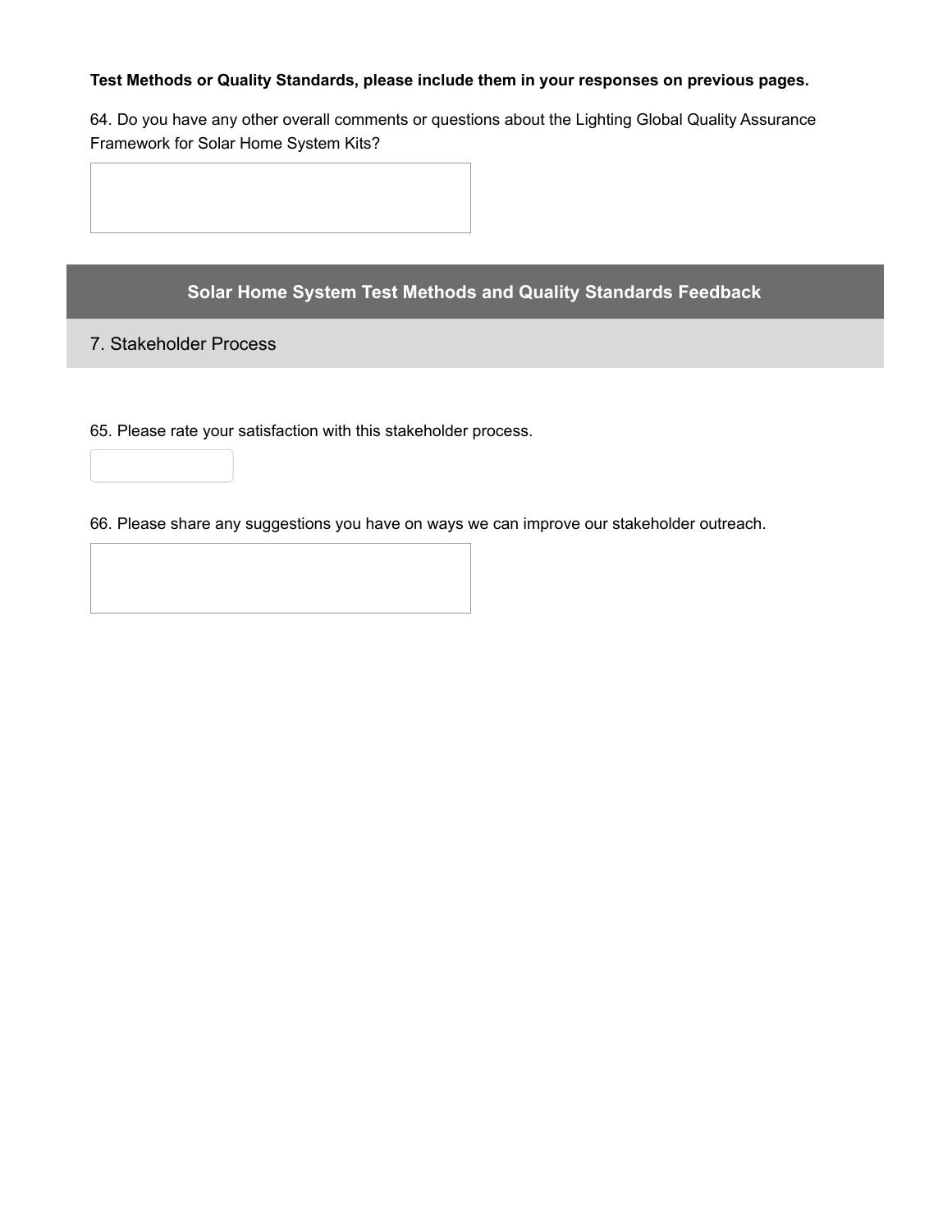**Test Methods or Quality Standards, please include them in your responses on previous pages.**

64. Do you have any other overall comments or questions about the Lighting Global Quality Assurance Framework for Solar Home System Kits?

## Solar Home System Test Methods and Quality Standards Feedback

### 7. Stakeholder Process

65. Please rate your satisfaction with this stakeholder process.

66. Please share any suggestions you have on ways we can improve our stakeholder outreach.